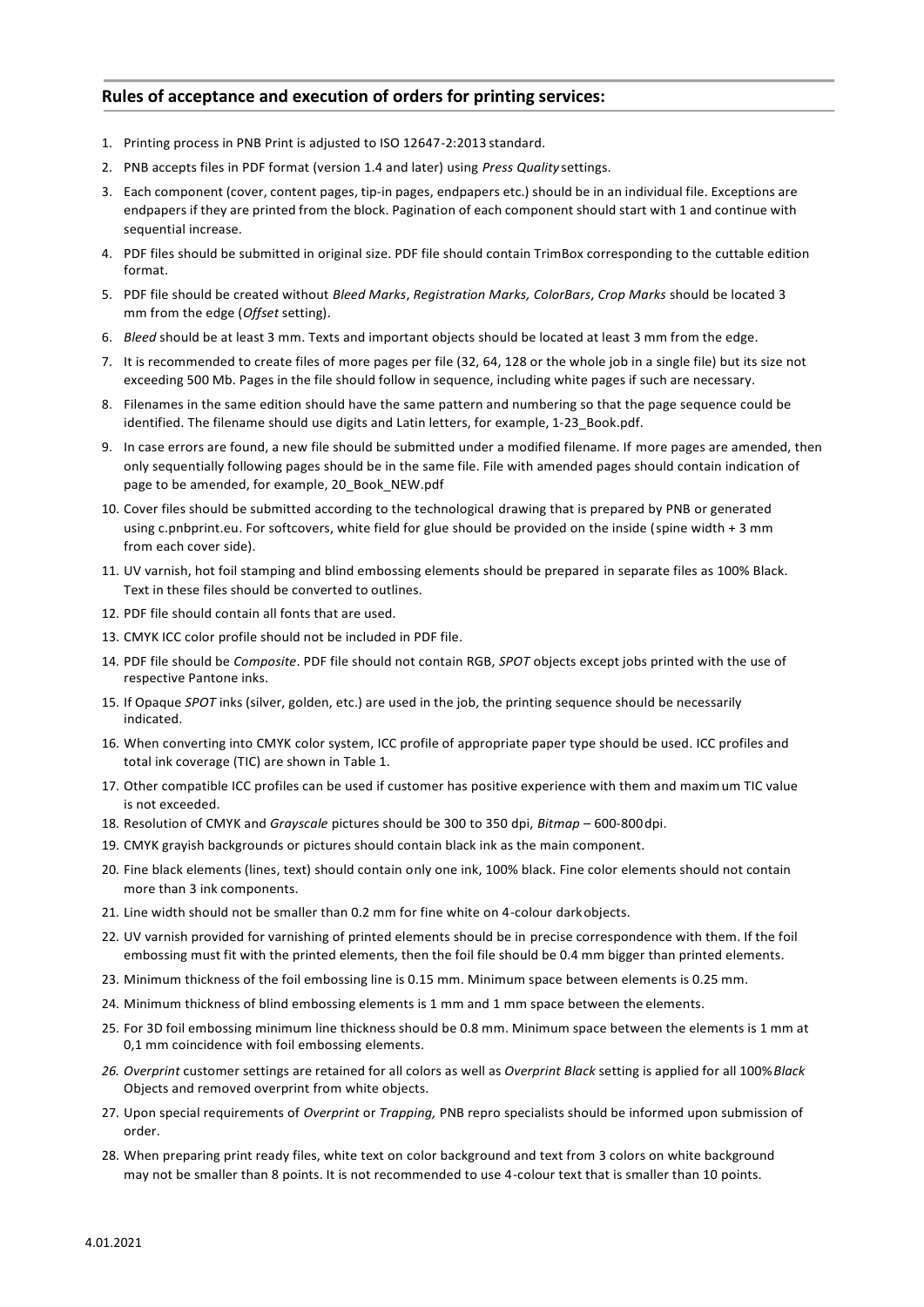## Rules of acceptance and execution of orders for printing services:

1. Printing process in PNB Print is adjusted to ISO 12647-2:2013 standard.
2. PNB accepts files in PDF format (version 1.4 and later) using *Press Quality* settings.
3. Each component (cover, content pages, tip-in pages, endpapers etc.) should be in an individual file. Exceptions are endpapers if they are printed from the block. Pagination of each component should start with 1 and continue with sequential increase.
4. PDF files should be submitted in original size. PDF file should contain TrimBox corresponding to the cuttable edition format.
5. PDF file should be created without *Bleed Marks*, *Registration Marks, ColorBars*, *Crop Marks* should be located 3 mm from the edge (*Offset* setting).
6. *Bleed* should be at least 3 mm. Texts and important objects should be located at least 3 mm from the edge.
7. It is recommended to create files of more pages per file (32, 64, 128 or the whole job in a single file) but its size not exceeding 500 Mb. Pages in the file should follow in sequence, including white pages if such are necessary.
8. Filenames in the same edition should have the same pattern and numbering so that the page sequence could be identified. The filename should use digits and Latin letters, for example, 1-23_Book.pdf.
9. In case errors are found, a new file should be submitted under a modified filename. If more pages are amended, then only sequentially following pages should be in the same file. File with amended pages should contain indication of page to be amended, for example, 20_Book_NEW.pdf
10. Cover files should be submitted according to the technological drawing that is prepared by PNB or generated using c.pnbprint.eu. For softcovers, white field for glue should be provided on the inside (spine width + 3 mm from each cover side).
11. UV varnish, hot foil stamping and blind embossing elements should be prepared in separate files as 100% Black. Text in these files should be converted to outlines.
12. PDF file should contain all fonts that are used.
13. CMYK ICC color profile should not be included in PDF file.
14. PDF file should be *Composite*. PDF file should not contain RGB, *SPOT* objects except jobs printed with the use of respective Pantone inks.
15. If Opaque *SPOT* inks (silver, golden, etc.) are used in the job, the printing sequence should be necessarily indicated.
16. When converting into CMYK color system, ICC profile of appropriate paper type should be used. ICC profiles and total ink coverage (TIC) are shown in Table 1.
17. Other compatible ICC profiles can be used if customer has positive experience with them and maximum TIC value is not exceeded.
18. Resolution of CMYK and *Grayscale* pictures should be 300 to 350 dpi, *Bitmap* – 600-800 dpi.
19. CMYK grayish backgrounds or pictures should contain black ink as the main component.
20. Fine black elements (lines, text) should contain only one ink, 100% black. Fine color elements should not contain more than 3 ink components.
21. Line width should not be smaller than 0.2 mm for fine white on 4-colour dark objects.
22. UV varnish provided for varnishing of printed elements should be in precise correspondence with them. If the foil embossing must fit with the printed elements, then the foil file should be 0.4 mm bigger than printed elements.
23. Minimum thickness of the foil embossing line is 0.15 mm. Minimum space between elements is 0.25 mm.
24. Minimum thickness of blind embossing elements is 1 mm and 1 mm space between the elements.
25. For 3D foil embossing minimum line thickness should be 0.8 mm. Minimum space between the elements is 1 mm at 0,1 mm coincidence with foil embossing elements.
26. *Overprint* customer settings are retained for all colors as well as *Overprint Black* setting is applied for all 100% *Black* Objects and removed overprint from white objects.
27. Upon special requirements of *Overprint* or *Trapping,* PNB repro specialists should be informed upon submission of order.
28. When preparing print ready files, white text on color background and text from 3 colors on white background may not be smaller than 8 points. It is not recommended to use 4-colour text that is smaller than 10 points.

4.01.2021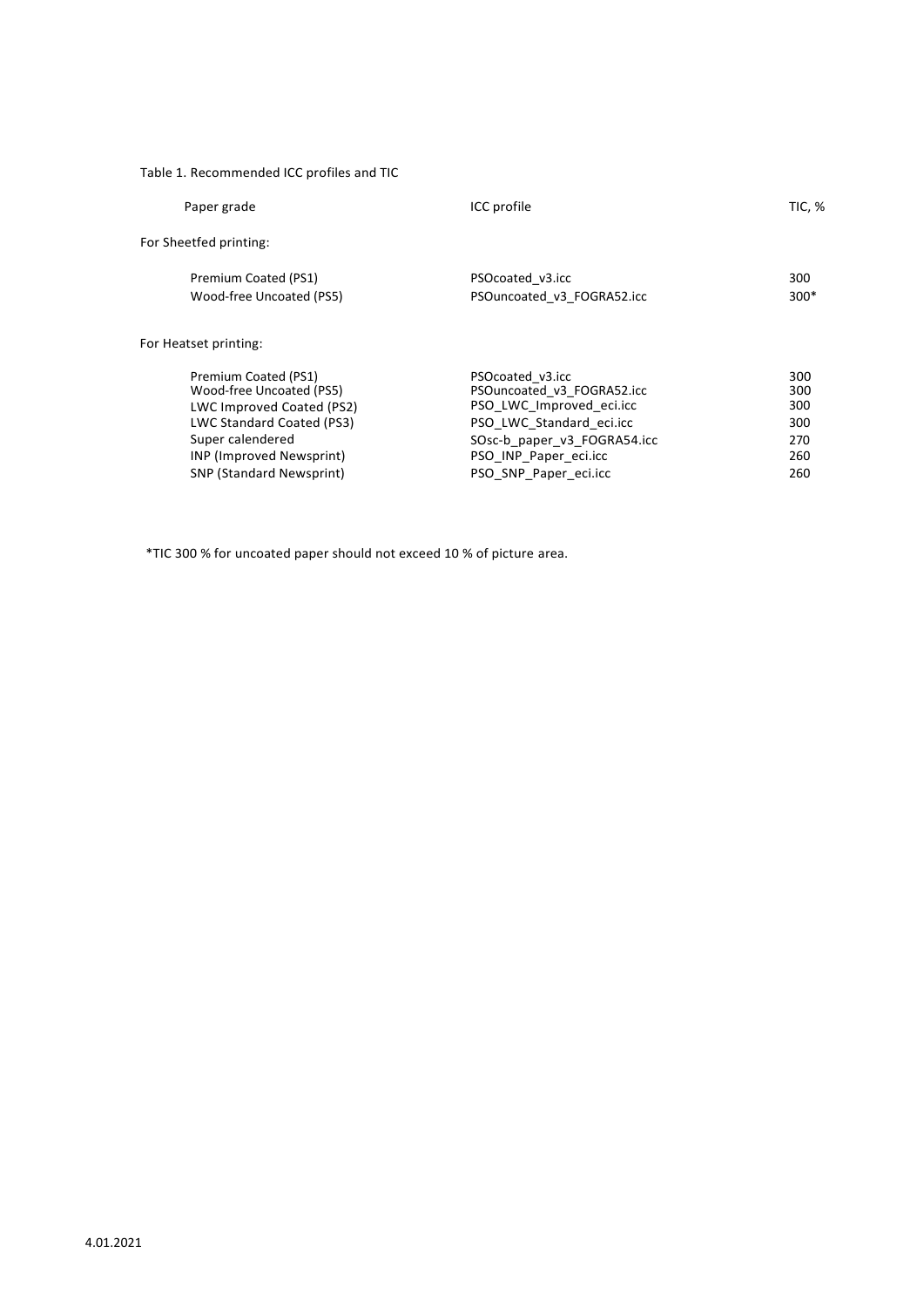Table 1. Recommended ICC profiles and TIC

| Paper grade | ICC profile | TIC, % |
| --- | --- | --- |
| **For Sheetfed printing:** | | |
| Premium Coated (PS1) | PSOcoated_v3.icc | 300 |
| Wood-free Uncoated (PS5) | PSOuncoated_v3_FOGRA52.icc | 300* |
| **For Heatset printing:** | | |
| Premium Coated (PS1) | PSOcoated_v3.icc | 300 |
| Wood-free Uncoated (PS5) | PSOuncoated_v3_FOGRA52.icc | 300 |
| LWC Improved Coated (PS2) | PSO_LWC_Improved_eci.icc | 300 |
| LWC Standard Coated (PS3) | PSO_LWC_Standard_eci.icc | 300 |
| Super calendered | SOsc-b_paper_v3_FOGRA54.icc | 270 |
| INP (Improved Newsprint) | PSO_INP_Paper_eci.icc | 260 |
| SNP (Standard Newsprint) | PSO_SNP_Paper_eci.icc | 260 |

*TIC 300 % for uncoated paper should not exceed 10 % of picture area.

4.01.2021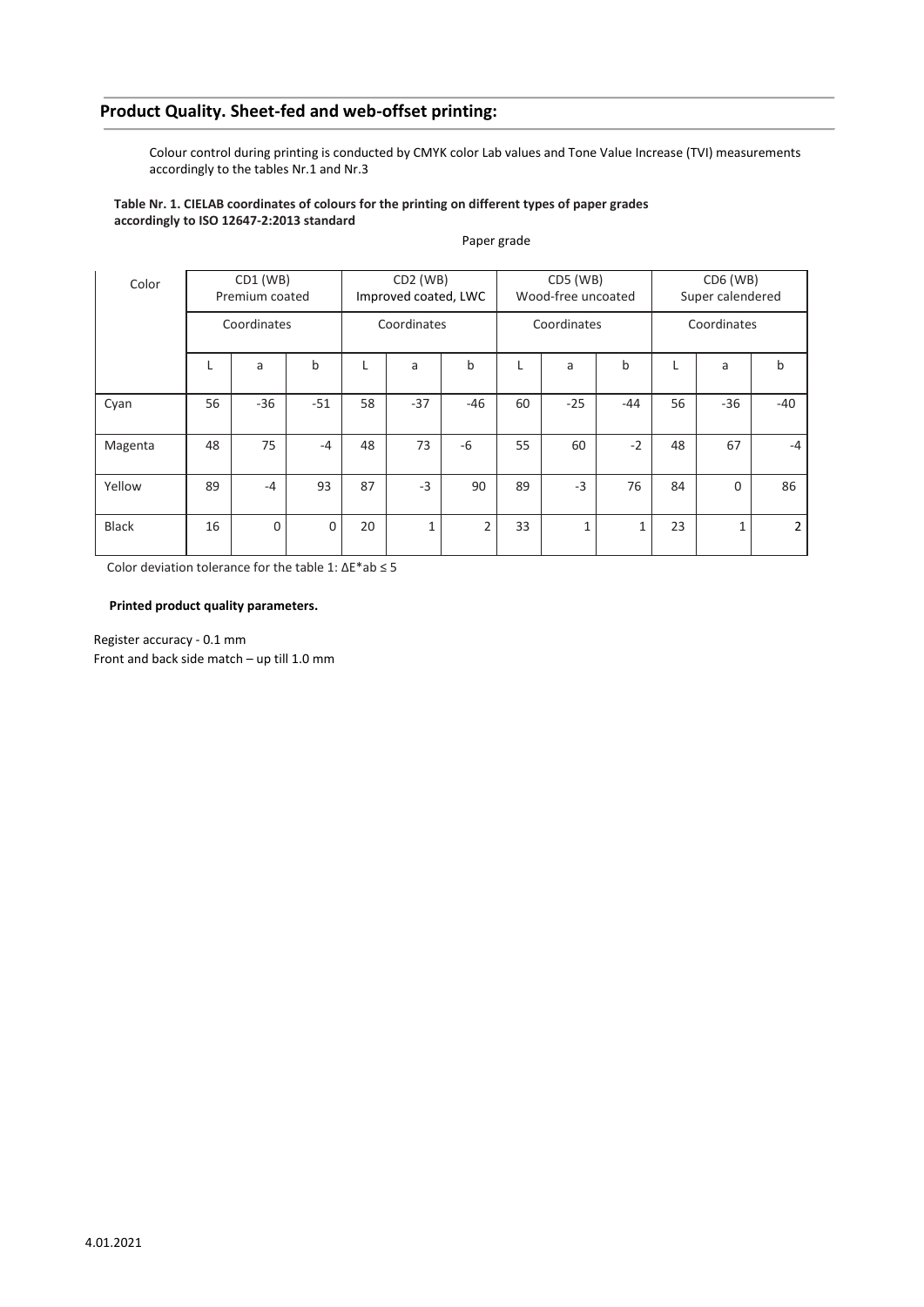## Product Quality. Sheet-fed and web-offset printing:

Colour control during printing is conducted by CMYK color Lab values and Tone Value Increase (TVI) measurements accordingly to the tables Nr.1 and Nr.3

**Table Nr. 1. CIELAB coordinates of colours for the printing on different types of paper grades accordingly to ISO 12647-2:2013 standard**

Paper grade

| Color | CD1 (WB) Premium coated | | | CD2 (WB) Improved coated, LWC | | | CD5 (WB) Wood-free uncoated | | | CD6 (WB) Super calendered | | |
|---|---|---|---|---|---|---|---|---|---|---|---|---|
| | Coordinates | | | Coordinates | | | Coordinates | | | Coordinates | | |
| | L | a | b | L | a | b | L | a | b | L | a | b |
| Cyan | 56 | -36 | -51 | 58 | -37 | -46 | 60 | -25 | -44 | 56 | -36 | -40 |
| Magenta | 48 | 75 | -4 | 48 | 73 | -6 | 55 | 60 | -2 | 48 | 67 | -4 |
| Yellow | 89 | -4 | 93 | 87 | -3 | 90 | 89 | -3 | 76 | 84 | 0 | 86 |
| Black | 16 | 0 | 0 | 20 | 1 | 2 | 33 | 1 | 1 | 23 | 1 | 2 |

Color deviation tolerance for the table 1: $\Delta E^*ab \leq 5$

**Printed product quality parameters.**

Register accuracy - 0.1 mm
Front and back side match – up till 1.0 mm

4.01.2021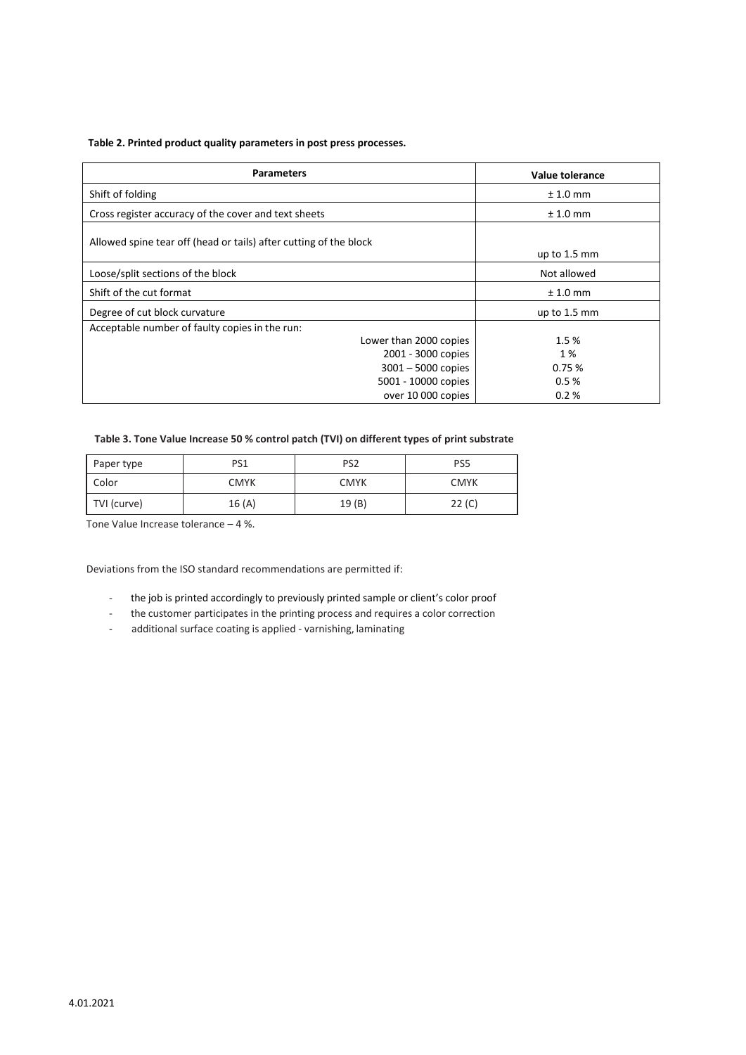**Table 2. Printed product quality parameters in post press processes.**

| Parameters | Value tolerance |
|---|---|
| Shift of folding | ± 1.0 mm |
| Cross register accuracy of the cover and text sheets | ± 1.0 mm |
| Allowed spine tear off (head or tails) after cutting of the block | up to 1.5 mm |
| Loose/split sections of the block | Not allowed |
| Shift of the cut format | ± 1.0 mm |
| Degree of cut block curvature | up to 1.5 mm |
| Acceptable number of faulty copies in the run: | |
| Lower than 2000 copies | 1.5 % |
| 2001 - 3000 copies | 1 % |
| 3001 – 5000 copies | 0.75 % |
| 5001 - 10000 copies | 0.5 % |
| over 10 000 copies | 0.2 % |

**Table 3. Tone Value Increase 50 % control patch (TVI) on different types of print substrate**

| Paper type | PS1 | PS2 | PS5 |
|---|---|---|---|
| Color | CMYK | CMYK | CMYK |
| TVI (curve) | 16 (A) | 19 (B) | 22 (C) |

Tone Value Increase tolerance – 4 %.

Deviations from the ISO standard recommendations are permitted if:

- the job is printed accordingly to previously printed sample or client's color proof
- the customer participates in the printing process and requires a color correction
- additional surface coating is applied - varnishing, laminating

4.01.2021